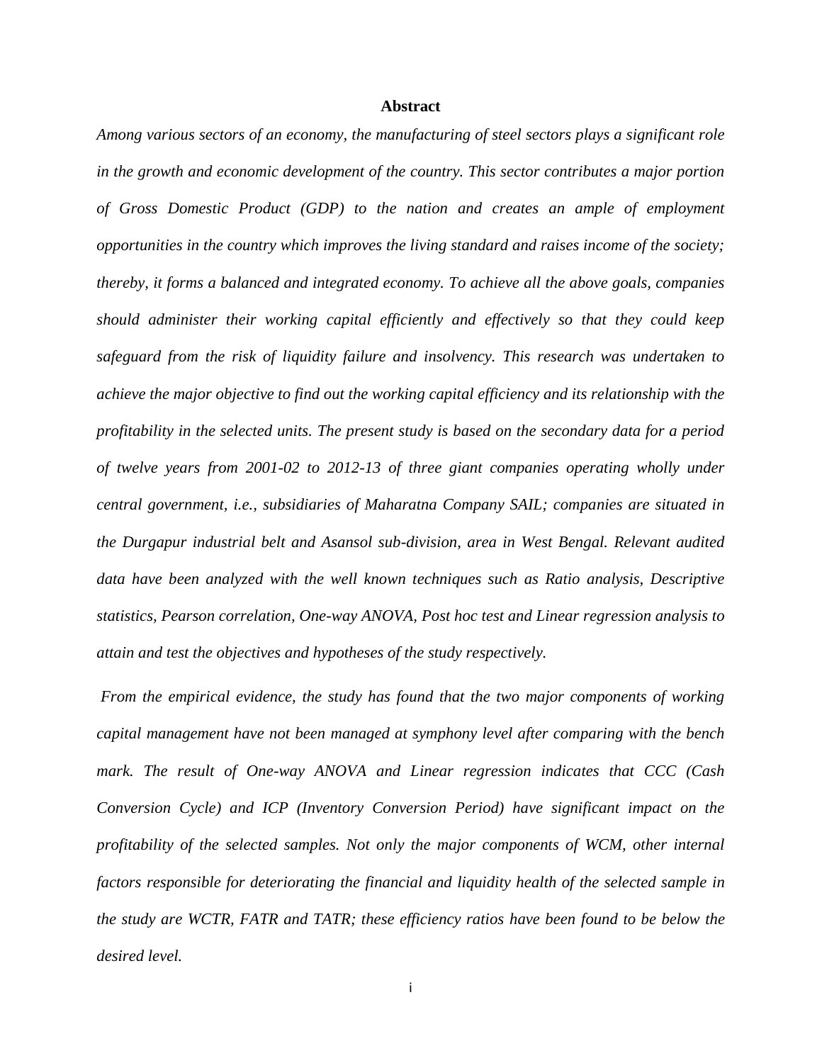# Abstract

*Among various sectors of an economy, the manufacturing of steel sectors plays a significant role in the growth and economic development of the country. This sector contributes a major portion of Gross Domestic Product (GDP) to the nation and creates an ample of employment opportunities in the country which improves the living standard and raises income of the society; thereby, it forms a balanced and integrated economy. To achieve all the above goals, companies should administer their working capital efficiently and effectively so that they could keep safeguard from the risk of liquidity failure and insolvency. This research was undertaken to achieve the major objective to find out the working capital efficiency and its relationship with the profitability in the selected units. The present study is based on the secondary data for a period of twelve years from 2001-02 to 2012-13 of three giant companies operating wholly under central government, i.e., subsidiaries of Maharatna Company SAIL; companies are situated in the Durgapur industrial belt and Asansol sub-division, area in West Bengal. Relevant audited data have been analyzed with the well known techniques such as Ratio analysis, Descriptive statistics, Pearson correlation, One-way ANOVA, Post hoc test and Linear regression analysis to attain and test the objectives and hypotheses of the study respectively.*

*From the empirical evidence, the study has found that the two major components of working capital management have not been managed at symphony level after comparing with the bench mark. The result of One-way ANOVA and Linear regression indicates that CCC (Cash Conversion Cycle) and ICP (Inventory Conversion Period) have significant impact on the profitability of the selected samples. Not only the major components of WCM, other internal factors responsible for deteriorating the financial and liquidity health of the selected sample in the study are WCTR, FATR and TATR; these efficiency ratios have been found to be below the desired level.*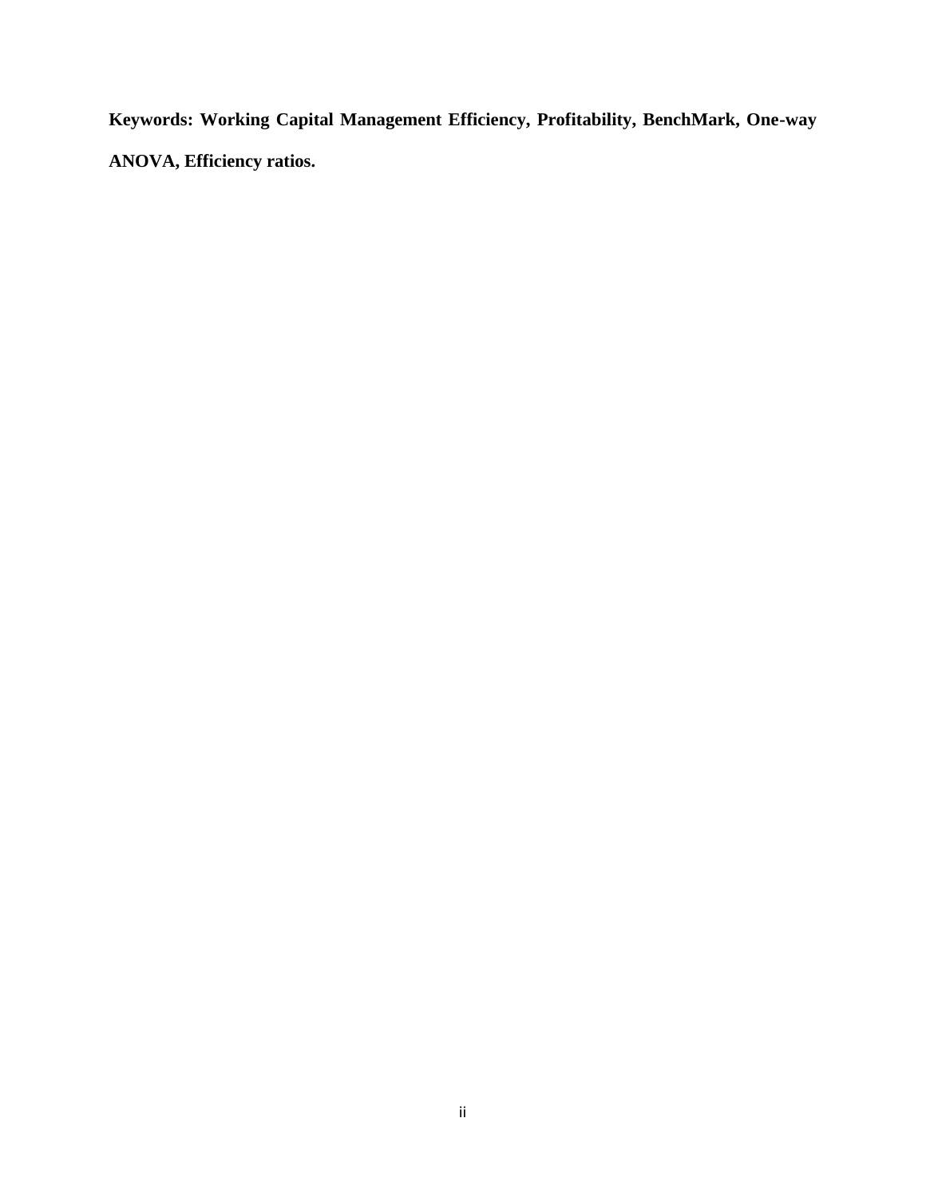**Keywords: Working Capital Management Efficiency, Profitability, BenchMark, One-way ANOVA, Efficiency ratios.**